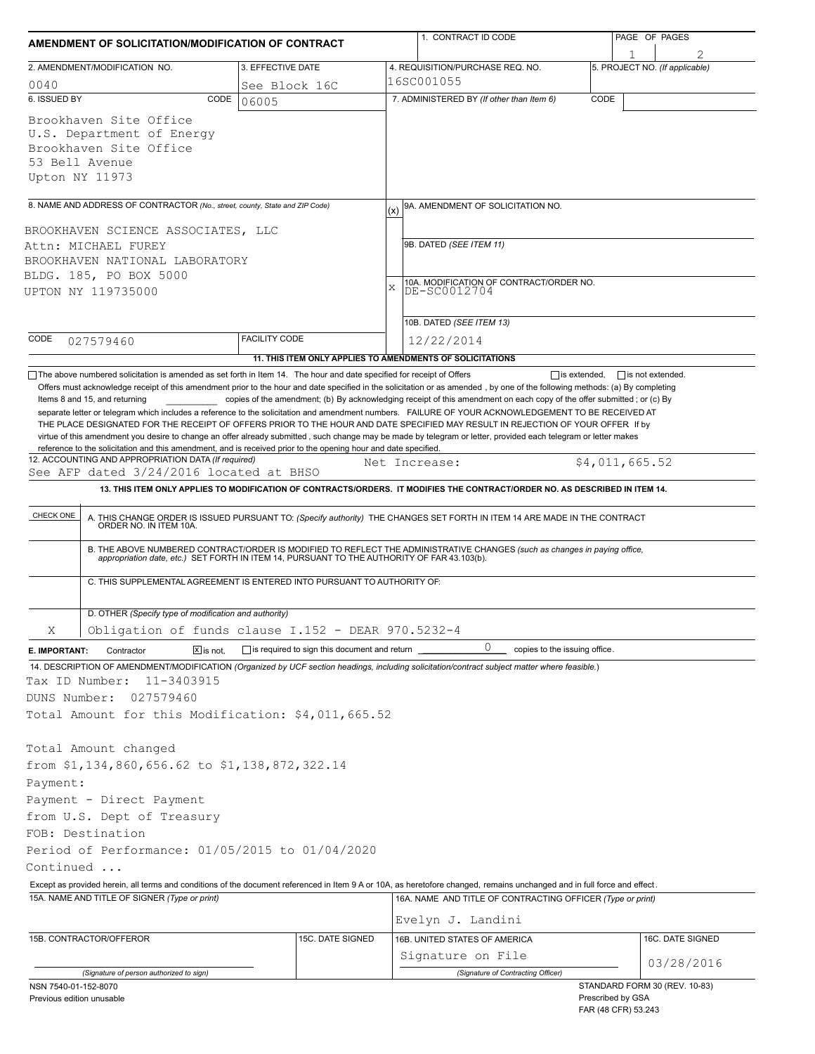# AMENDMENT OF SOLICITATION/MODIFICATION OF CONTRACT

| | |
|---|---|
| 1. CONTRACT ID CODE | PAGE 1 OF 2 PAGES |
| 2. AMENDMENT/MODIFICATION NO. 0040 | 3. EFFECTIVE DATE See Block 16C |
| 4. REQUISITION/PURCHASE REQ. NO. 16SC001055 | 5. PROJECT NO. (If applicable) |
| 6. ISSUED BY CODE 06005 | 7. ADMINISTERED BY (If other than Item 6) CODE |

**6. ISSUED BY** CODE 06005

Brookhaven Site Office
U.S. Department of Energy
Brookhaven Site Office
53 Bell Avenue
Upton NY 11973

**8. NAME AND ADDRESS OF CONTRACTOR** (No., street, county, State and ZIP Code)

BROOKHAVEN SCIENCE ASSOCIATES, LLC
Attn: MICHAEL FUREY
BROOKHAVEN NATIONAL LABORATORY
BLDG. 185, PO BOX 5000
UPTON NY 119735000

CODE 027579460 FACILITY CODE

(x) 9A. AMENDMENT OF SOLICITATION NO.

9B. DATED (SEE ITEM 11)

X 10A. MODIFICATION OF CONTRACT/ORDER NO. DE-SC0012704

10B. DATED (SEE ITEM 13) 12/22/2014

**11. THIS ITEM ONLY APPLIES TO AMENDMENTS OF SOLICITATIONS**

☐ The above numbered solicitation is amended as set forth in Item 14. The hour and date specified for receipt of Offers ☐ is extended, ☐ is not extended.

Offers must acknowledge receipt of this amendment prior to the hour and date specified in the solicitation or as amended , by one of the following methods: (a) By completing Items 8 and 15, and returning ______ copies of the amendment; (b) By acknowledging receipt of this amendment on each copy of the offer submitted ; or (c) By separate letter or telegram which includes a reference to the solicitation and amendment numbers. FAILURE OF YOUR ACKNOWLEDGEMENT TO BE RECEIVED AT THE PLACE DESIGNATED FOR THE RECEIPT OF OFFERS PRIOR TO THE HOUR AND DATE SPECIFIED MAY RESULT IN REJECTION OF YOUR OFFER If by virtue of this amendment you desire to change an offer already submitted , such change may be made by telegram or letter, provided each telegram or letter makes reference to the solicitation and this amendment, and is received prior to the opening hour and date specified.

**12. ACCOUNTING AND APPROPRIATION DATA** (If required)
See AFP dated 3/24/2016 located at BHSO Net Increase: $4,011,665.52

**13. THIS ITEM ONLY APPLIES TO MODIFICATION OF CONTRACTS/ORDERS. IT MODIFIES THE CONTRACT/ORDER NO. AS DESCRIBED IN ITEM 14.**

| CHECK ONE | |
|---|---|
| | A. THIS CHANGE ORDER IS ISSUED PURSUANT TO: (Specify authority) THE CHANGES SET FORTH IN ITEM 14 ARE MADE IN THE CONTRACT ORDER NO. IN ITEM 10A. |
| | B. THE ABOVE NUMBERED CONTRACT/ORDER IS MODIFIED TO REFLECT THE ADMINISTRATIVE CHANGES (such as changes in paying office, appropriation date, etc.) SET FORTH IN ITEM 14, PURSUANT TO THE AUTHORITY OF FAR 43.103(b). |
| | C. THIS SUPPLEMENTAL AGREEMENT IS ENTERED INTO PURSUANT TO AUTHORITY OF: |
| X | D. OTHER (Specify type of modification and authority) Obligation of funds clause I.152 - DEAR 970.5232-4 |

**E. IMPORTANT:** Contractor ☒ is not, ☐ is required to sign this document and return 0 copies to the issuing office.

**14. DESCRIPTION OF AMENDMENT/MODIFICATION** (Organized by UCF section headings, including solicitation/contract subject matter where feasible.)

Tax ID Number: 11-3403915
DUNS Number: 027579460
Total Amount for this Modification: $4,011,665.52

Total Amount changed
from $1,134,860,656.62 to $1,138,872,322.14
Payment:
Payment - Direct Payment
from U.S. Dept of Treasury
FOB: Destination
Period of Performance: 01/05/2015 to 01/04/2020
Continued ...

Except as provided herein, all terms and conditions of the document referenced in Item 9 A or 10A, as heretofore changed, remains unchanged and in full force and effect.

| | | | |
|---|---|---|---|
| 15A. NAME AND TITLE OF SIGNER (Type or print) | | 16A. NAME AND TITLE OF CONTRACTING OFFICER (Type or print) Evelyn J. Landini | |
| 15B. CONTRACTOR/OFFEROR (Signature of person authorized to sign) | 15C. DATE SIGNED | 16B. UNITED STATES OF AMERICA Signature on File (Signature of Contracting Officer) | 16C. DATE SIGNED 03/28/2016 |

NSN 7540-01-152-8070
Previous edition unusable

STANDARD FORM 30 (REV. 10-83)
Prescribed by GSA
FAR (48 CFR) 53.243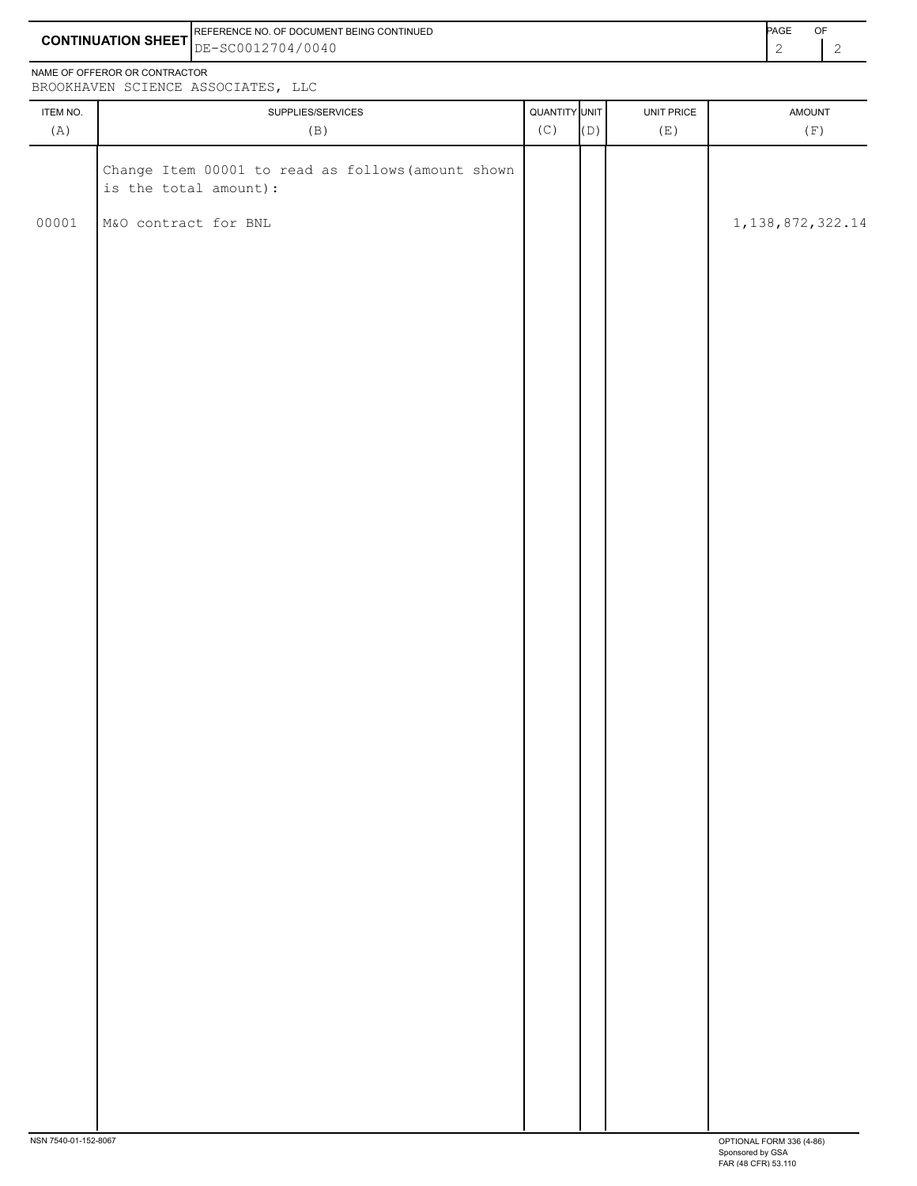**CONTINUATION SHEET**

REFERENCE NO. OF DOCUMENT BEING CONTINUED
DE-SC0012704/0040

NAME OF OFFEROR OR CONTRACTOR
BROOKHAVEN SCIENCE ASSOCIATES, LLC

| ITEM NO. (A) | SUPPLIES/SERVICES (B) | QUANTITY (C) | UNIT (D) | UNIT PRICE (E) | AMOUNT (F) |
|---|---|---|---|---|---|
| | Change Item 00001 to read as follows(amount shown is the total amount): | | | | |
| 00001 | M&O contract for BNL | | | | 1,138,872,322.14 |

NSN 7540-01-152-8067

OPTIONAL FORM 336 (4-86)
Sponsored by GSA
FAR (48 CFR) 53.110